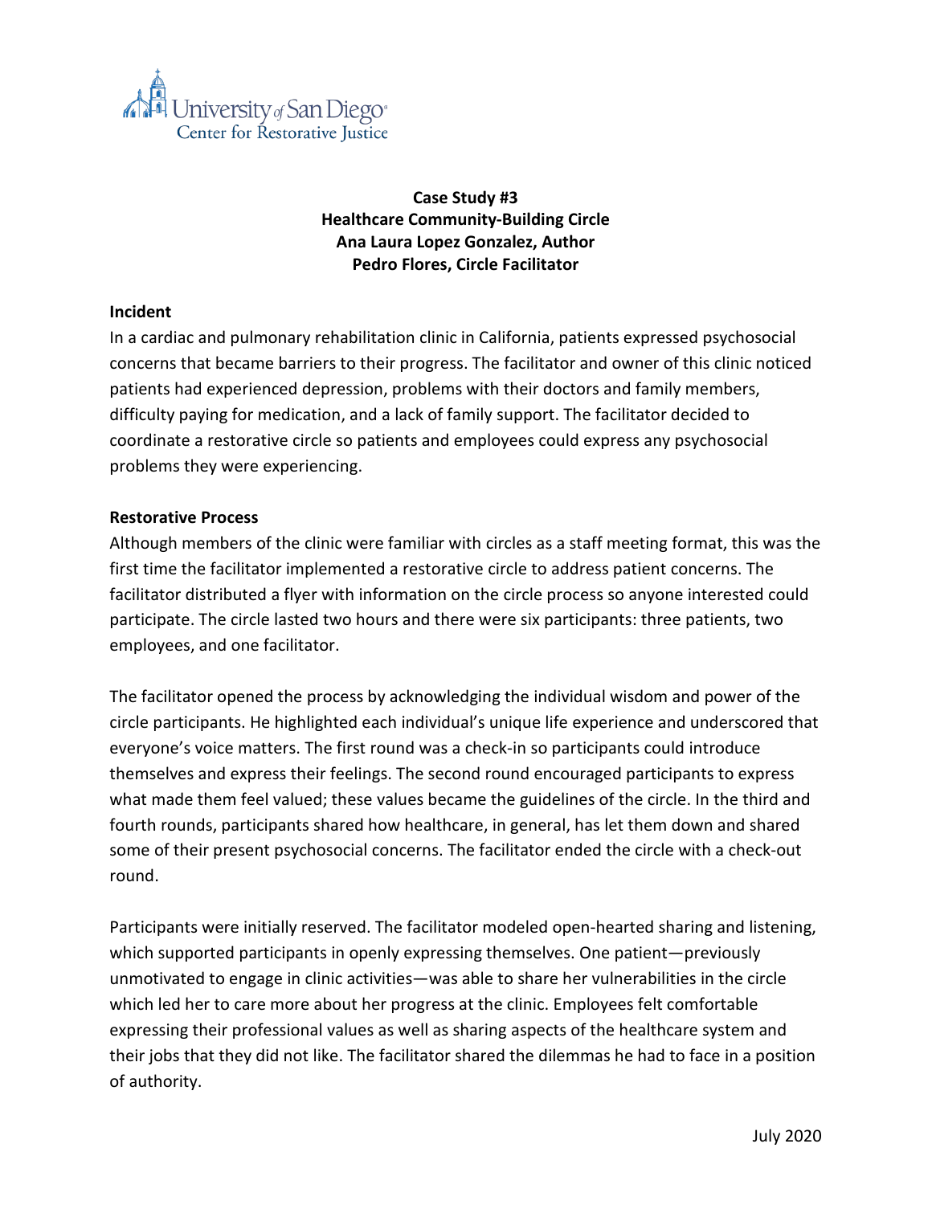University of San Diego
Center for Restorative Justice

# Case Study #3
## Healthcare Community-Building Circle
**Ana Laura Lopez Gonzalez, Author**
**Pedro Flores, Circle Facilitator**

### Incident

In a cardiac and pulmonary rehabilitation clinic in California, patients expressed psychosocial concerns that became barriers to their progress. The facilitator and owner of this clinic noticed patients had experienced depression, problems with their doctors and family members, difficulty paying for medication, and a lack of family support. The facilitator decided to coordinate a restorative circle so patients and employees could express any psychosocial problems they were experiencing.

### Restorative Process

Although members of the clinic were familiar with circles as a staff meeting format, this was the first time the facilitator implemented a restorative circle to address patient concerns. The facilitator distributed a flyer with information on the circle process so anyone interested could participate. The circle lasted two hours and there were six participants: three patients, two employees, and one facilitator.

The facilitator opened the process by acknowledging the individual wisdom and power of the circle participants. He highlighted each individual's unique life experience and underscored that everyone's voice matters. The first round was a check-in so participants could introduce themselves and express their feelings. The second round encouraged participants to express what made them feel valued; these values became the guidelines of the circle. In the third and fourth rounds, participants shared how healthcare, in general, has let them down and shared some of their present psychosocial concerns. The facilitator ended the circle with a check-out round.

Participants were initially reserved. The facilitator modeled open-hearted sharing and listening, which supported participants in openly expressing themselves. One patient—previously unmotivated to engage in clinic activities—was able to share her vulnerabilities in the circle which led her to care more about her progress at the clinic. Employees felt comfortable expressing their professional values as well as sharing aspects of the healthcare system and their jobs that they did not like. The facilitator shared the dilemmas he had to face in a position of authority.

July 2020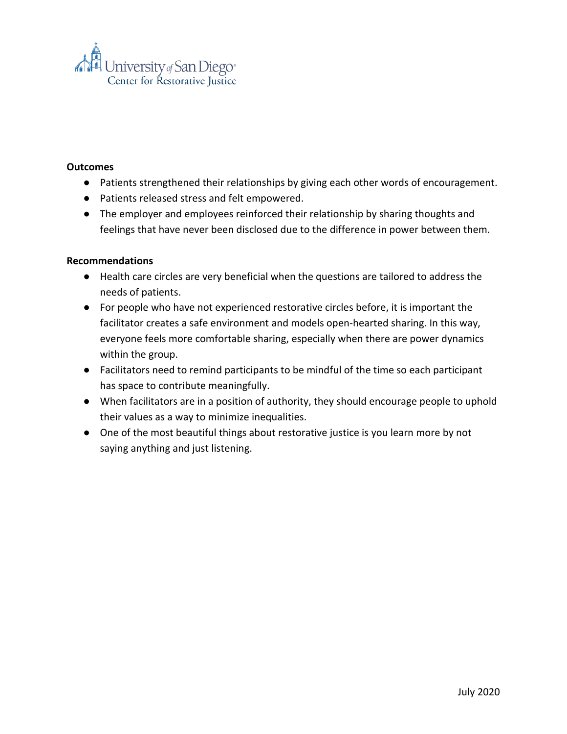**Outcomes**

- Patients strengthened their relationships by giving each other words of encouragement.
- Patients released stress and felt empowered.
- The employer and employees reinforced their relationship by sharing thoughts and feelings that have never been disclosed due to the difference in power between them.

**Recommendations**

- Health care circles are very beneficial when the questions are tailored to address the needs of patients.
- For people who have not experienced restorative circles before, it is important the facilitator creates a safe environment and models open-hearted sharing. In this way, everyone feels more comfortable sharing, especially when there are power dynamics within the group.
- Facilitators need to remind participants to be mindful of the time so each participant has space to contribute meaningfully.
- When facilitators are in a position of authority, they should encourage people to uphold their values as a way to minimize inequalities.
- One of the most beautiful things about restorative justice is you learn more by not saying anything and just listening.

July 2020